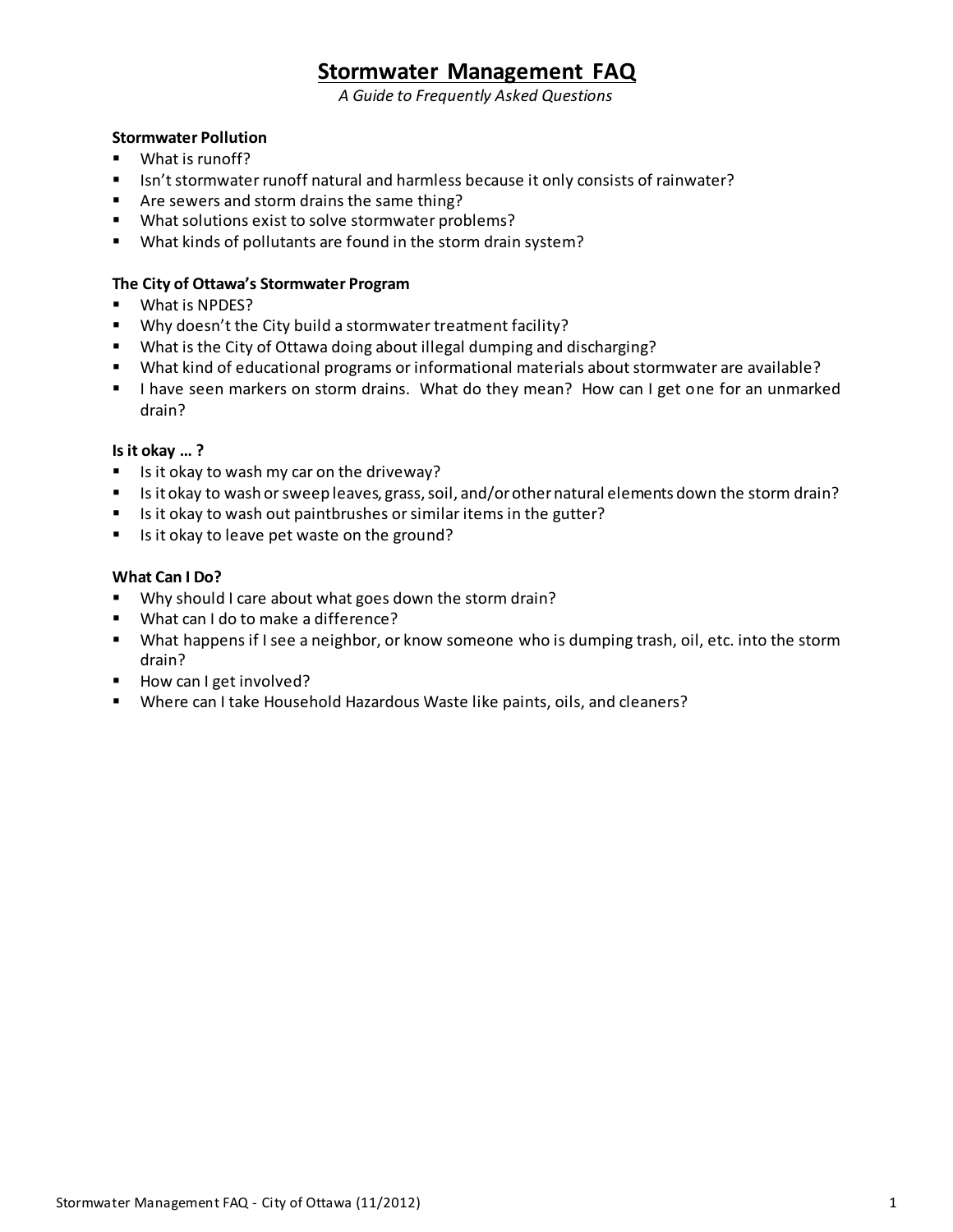# Stormwater Management FAQ

*A Guide to Frequently Asked Questions*

**Stormwater Pollution**

- What is runoff?
- Isn't stormwater runoff natural and harmless because it only consists of rainwater?
- Are sewers and storm drains the same thing?
- What solutions exist to solve stormwater problems?
- What kinds of pollutants are found in the storm drain system?

**The City of Ottawa's Stormwater Program**

- What is NPDES?
- Why doesn't the City build a stormwater treatment facility?
- What is the City of Ottawa doing about illegal dumping and discharging?
- What kind of educational programs or informational materials about stormwater are available?
- I have seen markers on storm drains. What do they mean? How can I get one for an unmarked drain?

**Is it okay … ?**

- Is it okay to wash my car on the driveway?
- Is it okay to wash or sweep leaves, grass, soil, and/or other natural elements down the storm drain?
- Is it okay to wash out paintbrushes or similar items in the gutter?
- Is it okay to leave pet waste on the ground?

**What Can I Do?**

- Why should I care about what goes down the storm drain?
- What can I do to make a difference?
- What happens if I see a neighbor, or know someone who is dumping trash, oil, etc. into the storm drain?
- How can I get involved?
- Where can I take Household Hazardous Waste like paints, oils, and cleaners?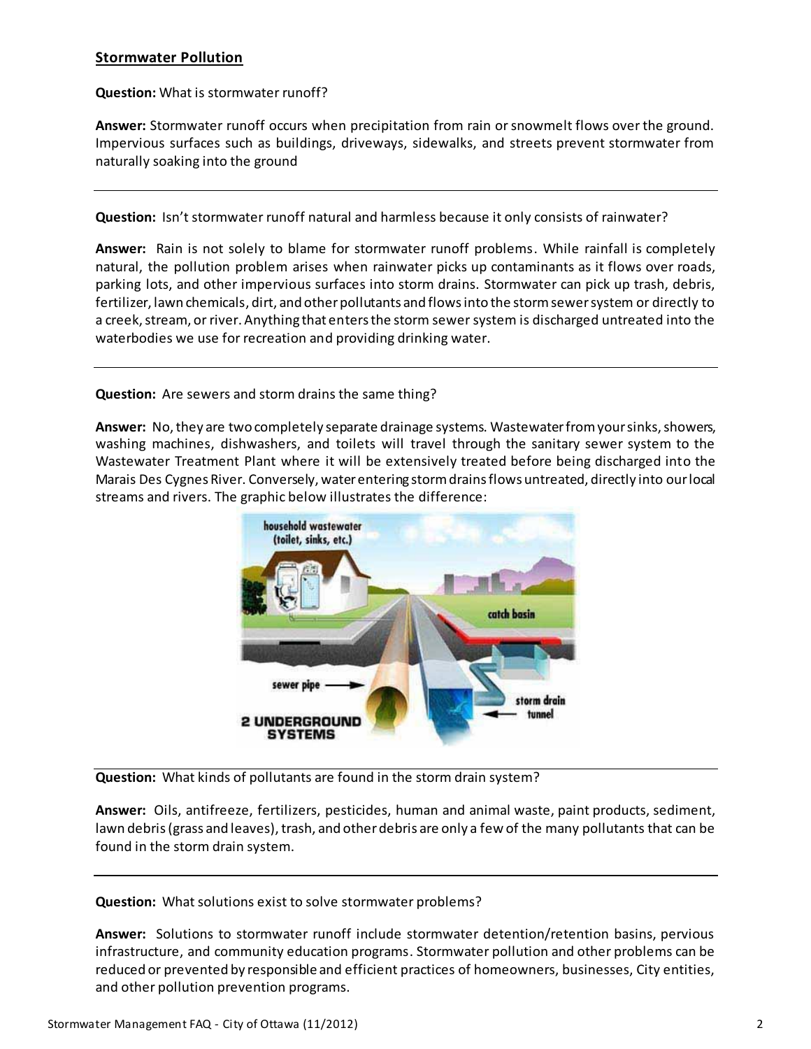## Stormwater Pollution

**Question:** What is stormwater runoff?

**Answer:** Stormwater runoff occurs when precipitation from rain or snowmelt flows over the ground. Impervious surfaces such as buildings, driveways, sidewalks, and streets prevent stormwater from naturally soaking into the ground

---

**Question:** Isn't stormwater runoff natural and harmless because it only consists of rainwater?

**Answer:** Rain is not solely to blame for stormwater runoff problems. While rainfall is completely natural, the pollution problem arises when rainwater picks up contaminants as it flows over roads, parking lots, and other impervious surfaces into storm drains. Stormwater can pick up trash, debris, fertilizer, lawn chemicals, dirt, and other pollutants and flows into the storm sewer system or directly to a creek, stream, or river. Anything that enters the storm sewer system is discharged untreated into the waterbodies we use for recreation and providing drinking water.

---

**Question:** Are sewers and storm drains the same thing?

**Answer:** No, they are two completely separate drainage systems. Wastewater from your sinks, showers, washing machines, dishwashers, and toilets will travel through the sanitary sewer system to the Wastewater Treatment Plant where it will be extensively treated before being discharged into the Marais Des Cygnes River. Conversely, water entering storm drains flows untreated, directly into our local streams and rivers. The graphic below illustrates the difference:

---

**Question:** What kinds of pollutants are found in the storm drain system?

**Answer:** Oils, antifreeze, fertilizers, pesticides, human and animal waste, paint products, sediment, lawn debris (grass and leaves), trash, and other debris are only a few of the many pollutants that can be found in the storm drain system.

---

**Question:** What solutions exist to solve stormwater problems?

**Answer:** Solutions to stormwater runoff include stormwater detention/retention basins, pervious infrastructure, and community education programs. Stormwater pollution and other problems can be reduced or prevented by responsible and efficient practices of homeowners, businesses, City entities, and other pollution prevention programs.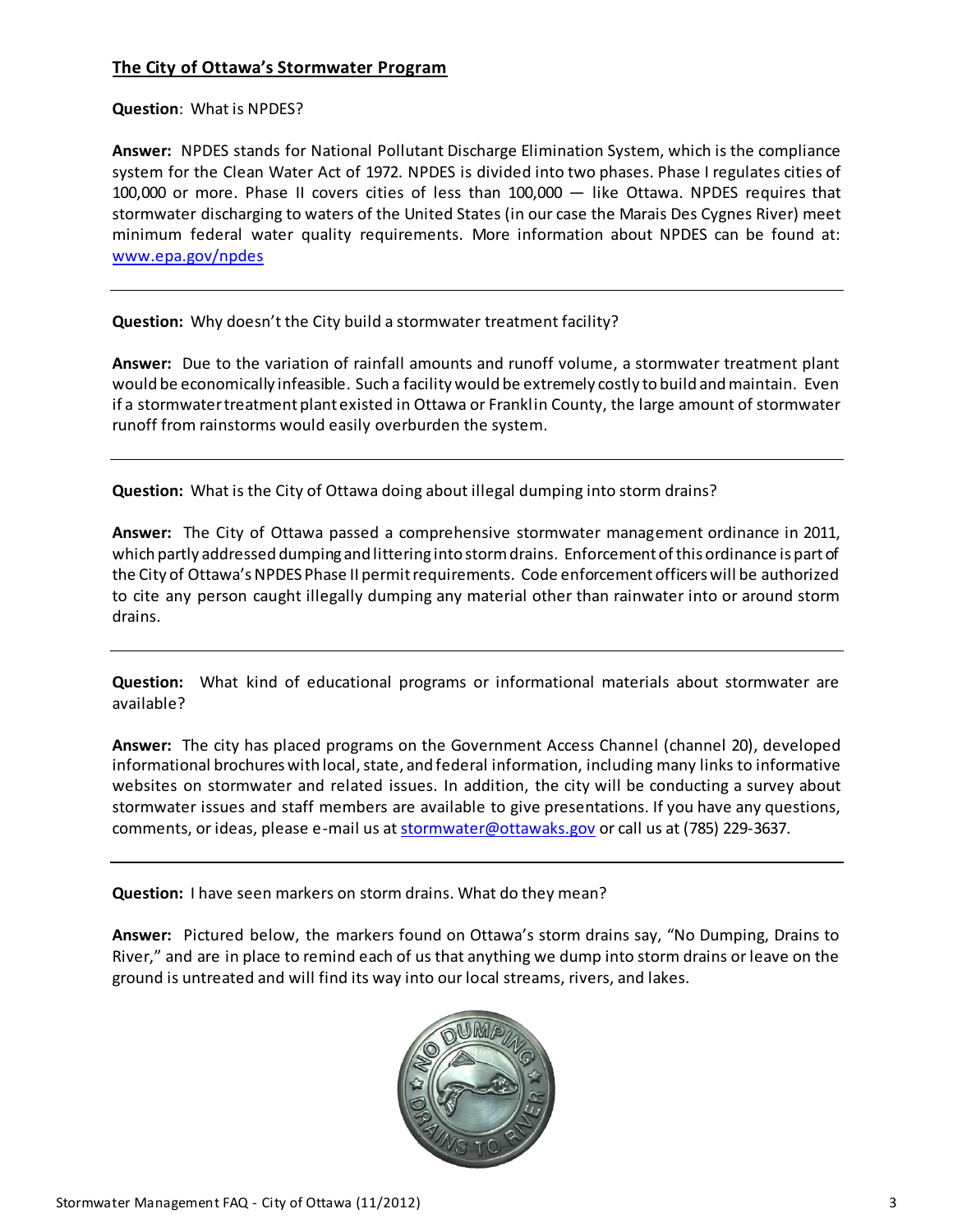## The City of Ottawa's Stormwater Program

**Question**: What is NPDES?

**Answer:** NPDES stands for National Pollutant Discharge Elimination System, which is the compliance system for the Clean Water Act of 1972. NPDES is divided into two phases. Phase I regulates cities of 100,000 or more. Phase II covers cities of less than 100,000 — like Ottawa. NPDES requires that stormwater discharging to waters of the United States (in our case the Marais Des Cygnes River) meet minimum federal water quality requirements. More information about NPDES can be found at: www.epa.gov/npdes

---

**Question:** Why doesn't the City build a stormwater treatment facility?

**Answer:** Due to the variation of rainfall amounts and runoff volume, a stormwater treatment plant would be economically infeasible. Such a facility would be extremely costly to build and maintain. Even if a stormwater treatment plant existed in Ottawa or Franklin County, the large amount of stormwater runoff from rainstorms would easily overburden the system.

---

**Question:** What is the City of Ottawa doing about illegal dumping into storm drains?

**Answer:** The City of Ottawa passed a comprehensive stormwater management ordinance in 2011, which partly addressed dumping and littering into storm drains. Enforcement of this ordinance is part of the City of Ottawa's NPDES Phase II permit requirements. Code enforcement officers will be authorized to cite any person caught illegally dumping any material other than rainwater into or around storm drains.

---

**Question:** What kind of educational programs or informational materials about stormwater are available?

**Answer:** The city has placed programs on the Government Access Channel (channel 20), developed informational brochures with local, state, and federal information, including many links to informative websites on stormwater and related issues. In addition, the city will be conducting a survey about stormwater issues and staff members are available to give presentations. If you have any questions, comments, or ideas, please e-mail us at stormwater@ottawaks.gov or call us at (785) 229-3637.

---

**Question:** I have seen markers on storm drains. What do they mean?

**Answer:** Pictured below, the markers found on Ottawa's storm drains say, "No Dumping, Drains to River," and are in place to remind each of us that anything we dump into storm drains or leave on the ground is untreated and will find its way into our local streams, rivers, and lakes.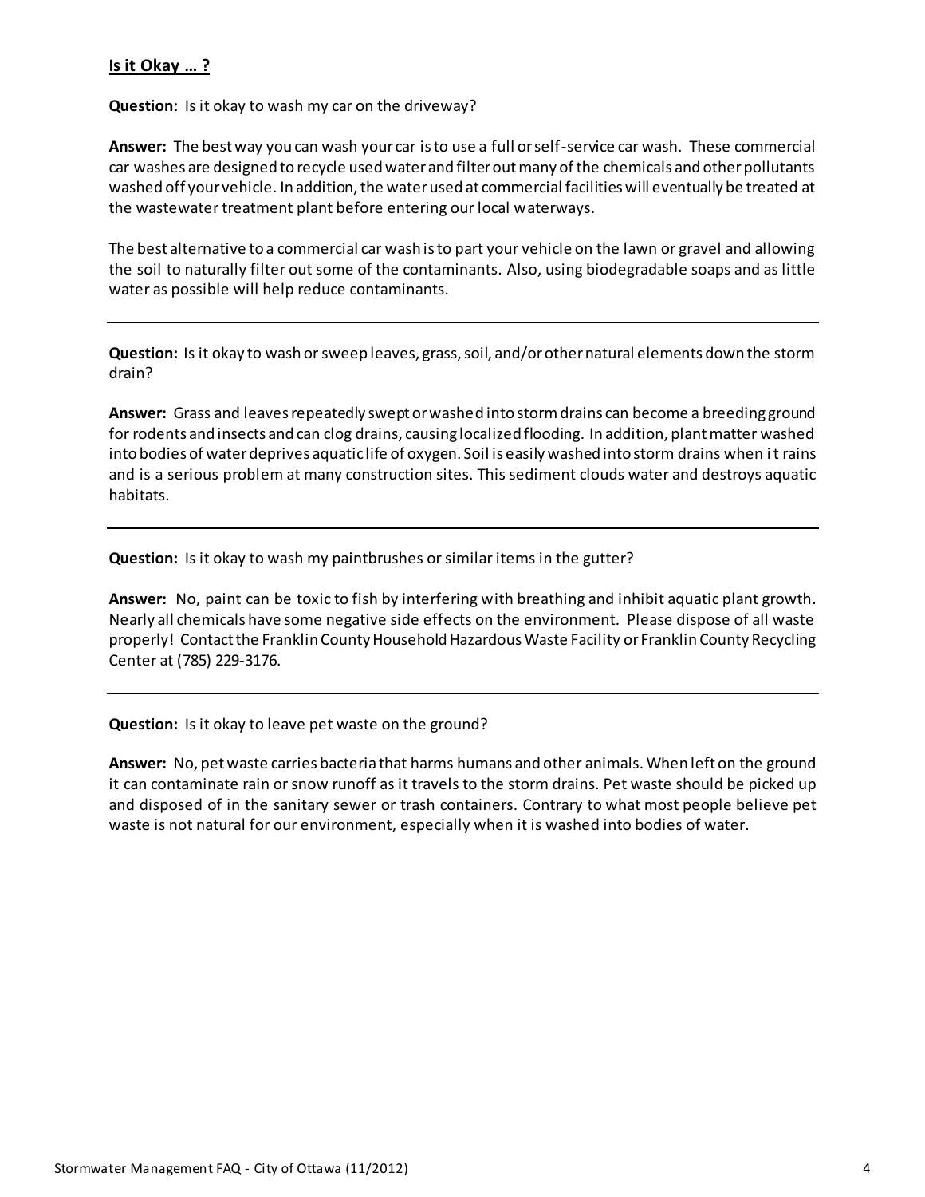## Is it Okay … ?

**Question:** Is it okay to wash my car on the driveway?

**Answer:** The best way you can wash your car is to use a full or self-service car wash. These commercial car washes are designed to recycle used water and filter out many of the chemicals and other pollutants washed off your vehicle. In addition, the water used at commercial facilities will eventually be treated at the wastewater treatment plant before entering our local waterways.

The best alternative to a commercial car wash is to part your vehicle on the lawn or gravel and allowing the soil to naturally filter out some of the contaminants. Also, using biodegradable soaps and as little water as possible will help reduce contaminants.

---

**Question:** Is it okay to wash or sweep leaves, grass, soil, and/or other natural elements down the storm drain?

**Answer:** Grass and leaves repeatedly swept or washed into storm drains can become a breeding ground for rodents and insects and can clog drains, causing localized flooding. In addition, plant matter washed into bodies of water deprives aquatic life of oxygen. Soil is easily washed into storm drains when it rains and is a serious problem at many construction sites. This sediment clouds water and destroys aquatic habitats.

---

**Question:** Is it okay to wash my paintbrushes or similar items in the gutter?

**Answer:** No, paint can be toxic to fish by interfering with breathing and inhibit aquatic plant growth. Nearly all chemicals have some negative side effects on the environment. Please dispose of all waste properly! Contact the Franklin County Household Hazardous Waste Facility or Franklin County Recycling Center at (785) 229-3176.

---

**Question:** Is it okay to leave pet waste on the ground?

**Answer:** No, pet waste carries bacteria that harms humans and other animals. When left on the ground it can contaminate rain or snow runoff as it travels to the storm drains. Pet waste should be picked up and disposed of in the sanitary sewer or trash containers. Contrary to what most people believe pet waste is not natural for our environment, especially when it is washed into bodies of water.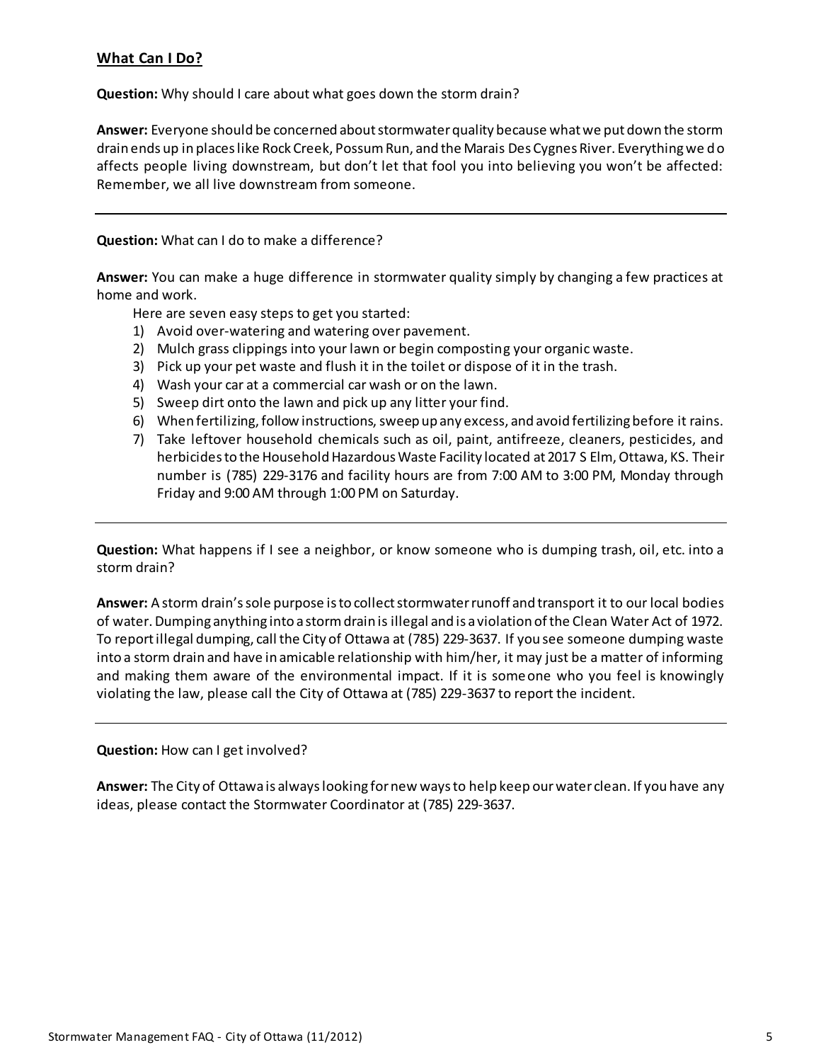## What Can I Do?

**Question:** Why should I care about what goes down the storm drain?

**Answer:** Everyone should be concerned about stormwater quality because what we put down the storm drain ends up in places like Rock Creek, Possum Run, and the Marais Des Cygnes River. Everything we do affects people living downstream, but don't let that fool you into believing you won't be affected: Remember, we all live downstream from someone.

---

**Question:** What can I do to make a difference?

**Answer:** You can make a huge difference in stormwater quality simply by changing a few practices at home and work.

Here are seven easy steps to get you started:

1) Avoid over-watering and watering over pavement.
2) Mulch grass clippings into your lawn or begin composting your organic waste.
3) Pick up your pet waste and flush it in the toilet or dispose of it in the trash.
4) Wash your car at a commercial car wash or on the lawn.
5) Sweep dirt onto the lawn and pick up any litter your find.
6) When fertilizing, follow instructions, sweep up any excess, and avoid fertilizing before it rains.
7) Take leftover household chemicals such as oil, paint, antifreeze, cleaners, pesticides, and herbicides to the Household Hazardous Waste Facility located at 2017 S Elm, Ottawa, KS. Their number is (785) 229-3176 and facility hours are from 7:00 AM to 3:00 PM, Monday through Friday and 9:00 AM through 1:00 PM on Saturday.

---

**Question:** What happens if I see a neighbor, or know someone who is dumping trash, oil, etc. into a storm drain?

**Answer:** A storm drain's sole purpose is to collect stormwater runoff and transport it to our local bodies of water. Dumping anything into a storm drain is illegal and is a violation of the Clean Water Act of 1972. To report illegal dumping, call the City of Ottawa at (785) 229-3637. If you see someone dumping waste into a storm drain and have in amicable relationship with him/her, it may just be a matter of informing and making them aware of the environmental impact. If it is someone who you feel is knowingly violating the law, please call the City of Ottawa at (785) 229-3637 to report the incident.

---

**Question:** How can I get involved?

**Answer:** The City of Ottawa is always looking for new ways to help keep our water clean. If you have any ideas, please contact the Stormwater Coordinator at (785) 229-3637.